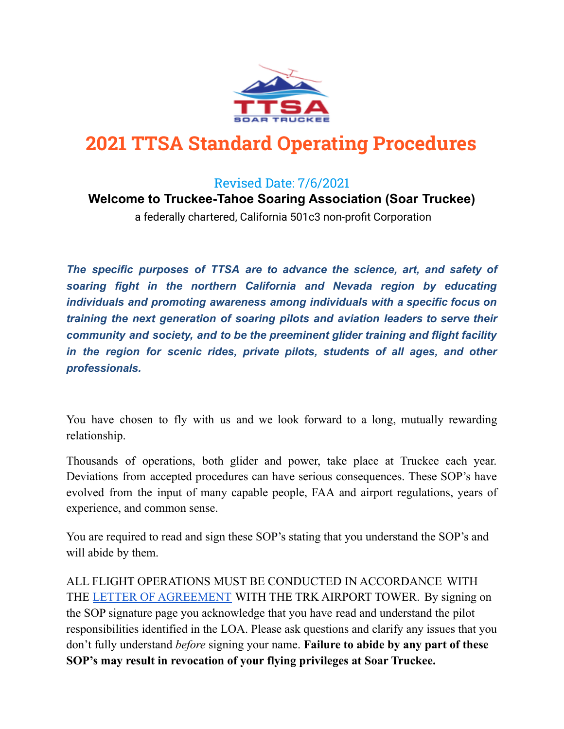# 2021 TTSA Standard Operating Procedures

Revised Date: 7/6/2021

**Welcome to Truckee-Tahoe Soaring Association (Soar Truckee)**

a federally chartered, California 501c3 non-profit Corporation

***The specific purposes of TTSA are to advance the science, art, and safety of soaring fight in the northern California and Nevada region by educating individuals and promoting awareness among individuals with a specific focus on training the next generation of soaring pilots and aviation leaders to serve their community and society, and to be the preeminent glider training and flight facility in the region for scenic rides, private pilots, students of all ages, and other professionals.***

You have chosen to fly with us and we look forward to a long, mutually rewarding relationship.

Thousands of operations, both glider and power, take place at Truckee each year. Deviations from accepted procedures can have serious consequences. These SOP's have evolved from the input of many capable people, FAA and airport regulations, years of experience, and common sense.

You are required to read and sign these SOP's stating that you understand the SOP's and will abide by them.

ALL FLIGHT OPERATIONS MUST BE CONDUCTED IN ACCORDANCE WITH THE LETTER OF AGREEMENT WITH THE TRK AIRPORT TOWER. By signing on the SOP signature page you acknowledge that you have read and understand the pilot responsibilities identified in the LOA. Please ask questions and clarify any issues that you don't fully understand *before* signing your name. **Failure to abide by any part of these SOP's may result in revocation of your flying privileges at Soar Truckee.**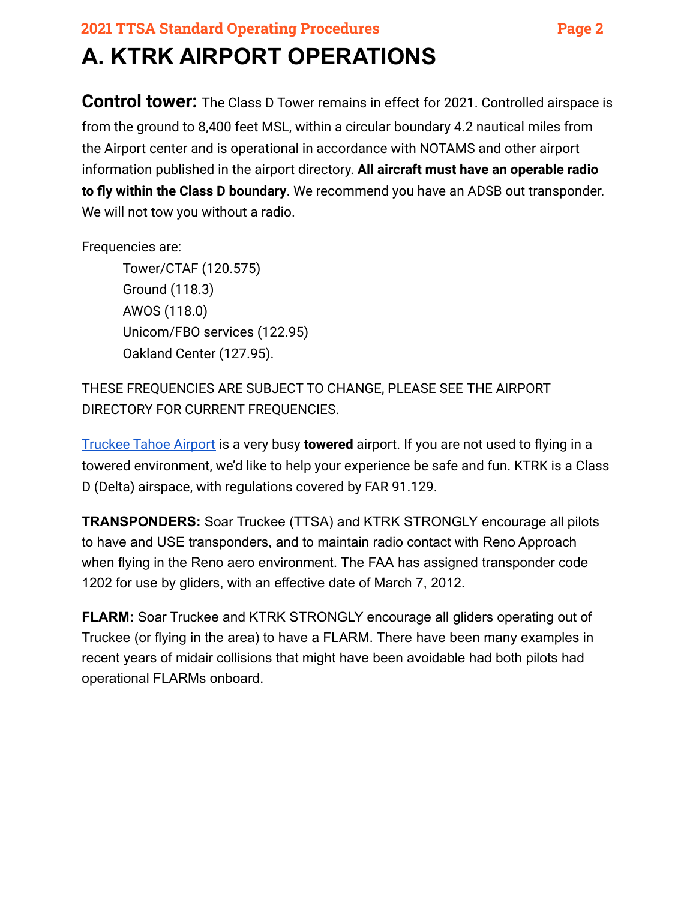# A. KTRK AIRPORT OPERATIONS

**Control tower:** The Class D Tower remains in effect for 2021. Controlled airspace is from the ground to 8,400 feet MSL, within a circular boundary 4.2 nautical miles from the Airport center and is operational in accordance with NOTAMS and other airport information published in the airport directory. **All aircraft must have an operable radio to fly within the Class D boundary**. We recommend you have an ADSB out transponder. We will not tow you without a radio.

Frequencies are:

- Tower/CTAF (120.575)
- Ground (118.3)
- AWOS (118.0)
- Unicom/FBO services (122.95)
- Oakland Center (127.95).

THESE FREQUENCIES ARE SUBJECT TO CHANGE, PLEASE SEE THE AIRPORT DIRECTORY FOR CURRENT FREQUENCIES.

Truckee Tahoe Airport is a very busy **towered** airport. If you are not used to flying in a towered environment, we'd like to help your experience be safe and fun. KTRK is a Class D (Delta) airspace, with regulations covered by FAR 91.129.

**TRANSPONDERS:** Soar Truckee (TTSA) and KTRK STRONGLY encourage all pilots to have and USE transponders, and to maintain radio contact with Reno Approach when flying in the Reno aero environment. The FAA has assigned transponder code 1202 for use by gliders, with an effective date of March 7, 2012.

**FLARM:** Soar Truckee and KTRK STRONGLY encourage all gliders operating out of Truckee (or flying in the area) to have a FLARM. There have been many examples in recent years of midair collisions that might have been avoidable had both pilots had operational FLARMs onboard.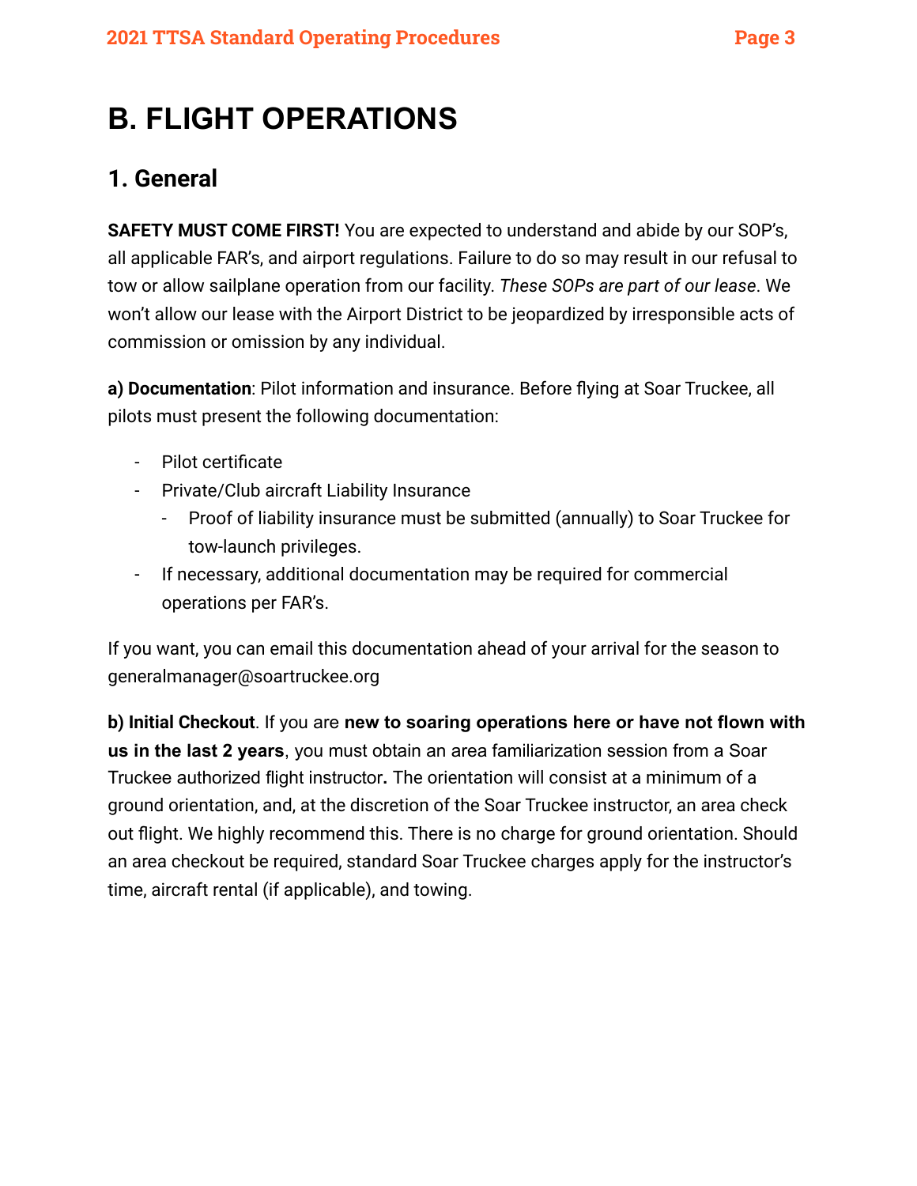# B. FLIGHT OPERATIONS

## 1. General

**SAFETY MUST COME FIRST!** You are expected to understand and abide by our SOP's, all applicable FAR's, and airport regulations. Failure to do so may result in our refusal to tow or allow sailplane operation from our facility. *These SOPs are part of our lease*. We won't allow our lease with the Airport District to be jeopardized by irresponsible acts of commission or omission by any individual.

**a) Documentation**: Pilot information and insurance. Before flying at Soar Truckee, all pilots must present the following documentation:

- Pilot certificate
- Private/Club aircraft Liability Insurance
  - Proof of liability insurance must be submitted (annually) to Soar Truckee for tow-launch privileges.
- If necessary, additional documentation may be required for commercial operations per FAR's.

If you want, you can email this documentation ahead of your arrival for the season to generalmanager@soartruckee.org

**b) Initial Checkout**. If you are **new to soaring operations here or have not flown with us in the last 2 years**, you must obtain an area familiarization session from a Soar Truckee authorized flight instructor**.** The orientation will consist at a minimum of a ground orientation, and, at the discretion of the Soar Truckee instructor, an area check out flight. We highly recommend this. There is no charge for ground orientation. Should an area checkout be required, standard Soar Truckee charges apply for the instructor's time, aircraft rental (if applicable), and towing.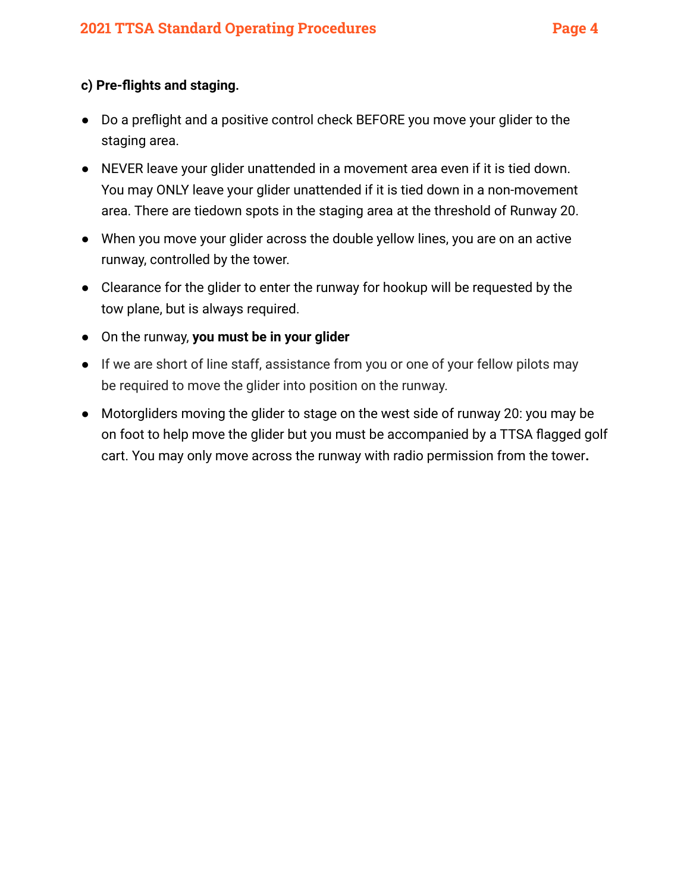**c) Pre-flights and staging.**

- Do a preflight and a positive control check BEFORE you move your glider to the staging area.
- NEVER leave your glider unattended in a movement area even if it is tied down. You may ONLY leave your glider unattended if it is tied down in a non-movement area. There are tiedown spots in the staging area at the threshold of Runway 20.
- When you move your glider across the double yellow lines, you are on an active runway, controlled by the tower.
- Clearance for the glider to enter the runway for hookup will be requested by the tow plane, but is always required.
- On the runway, **you must be in your glider**
- If we are short of line staff, assistance from you or one of your fellow pilots may be required to move the glider into position on the runway.
- Motorgliders moving the glider to stage on the west side of runway 20: you may be on foot to help move the glider but you must be accompanied by a TTSA flagged golf cart. You may only move across the runway with radio permission from the tower**.**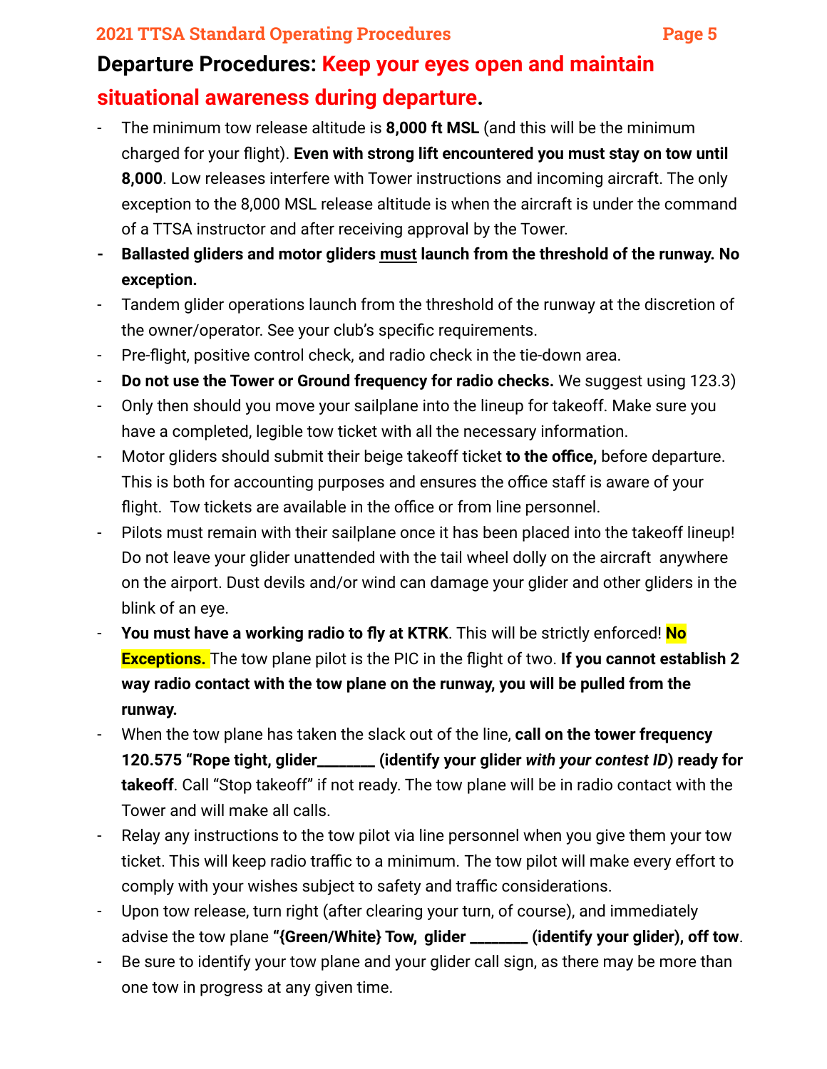## Departure Procedures: Keep your eyes open and maintain situational awareness during departure.

- The minimum tow release altitude is **8,000 ft MSL** (and this will be the minimum charged for your flight). **Even with strong lift encountered you must stay on tow until 8,000**. Low releases interfere with Tower instructions and incoming aircraft. The only exception to the 8,000 MSL release altitude is when the aircraft is under the command of a TTSA instructor and after receiving approval by the Tower.
- **Ballasted gliders and motor gliders must launch from the threshold of the runway. No exception.**
- Tandem glider operations launch from the threshold of the runway at the discretion of the owner/operator. See your club's specific requirements.
- Pre-flight, positive control check, and radio check in the tie-down area.
- **Do not use the Tower or Ground frequency for radio checks.** We suggest using 123.3)
- Only then should you move your sailplane into the lineup for takeoff. Make sure you have a completed, legible tow ticket with all the necessary information.
- Motor gliders should submit their beige takeoff ticket **to the office,** before departure. This is both for accounting purposes and ensures the office staff is aware of your flight. Tow tickets are available in the office or from line personnel.
- Pilots must remain with their sailplane once it has been placed into the takeoff lineup! Do not leave your glider unattended with the tail wheel dolly on the aircraft anywhere on the airport. Dust devils and/or wind can damage your glider and other gliders in the blink of an eye.
- **You must have a working radio to fly at KTRK**. This will be strictly enforced! **No Exceptions.** The tow plane pilot is the PIC in the flight of two. **If you cannot establish 2 way radio contact with the tow plane on the runway, you will be pulled from the runway.**
- When the tow plane has taken the slack out of the line, **call on the tower frequency 120.575 "Rope tight, glider_______ (identify your glider *with your contest ID*) ready for takeoff**. Call "Stop takeoff" if not ready. The tow plane will be in radio contact with the Tower and will make all calls.
- Relay any instructions to the tow pilot via line personnel when you give them your tow ticket. This will keep radio traffic to a minimum. The tow pilot will make every effort to comply with your wishes subject to safety and traffic considerations.
- Upon tow release, turn right (after clearing your turn, of course), and immediately advise the tow plane **"{Green/White} Tow, glider _______ (identify your glider), off tow**.
- Be sure to identify your tow plane and your glider call sign, as there may be more than one tow in progress at any given time.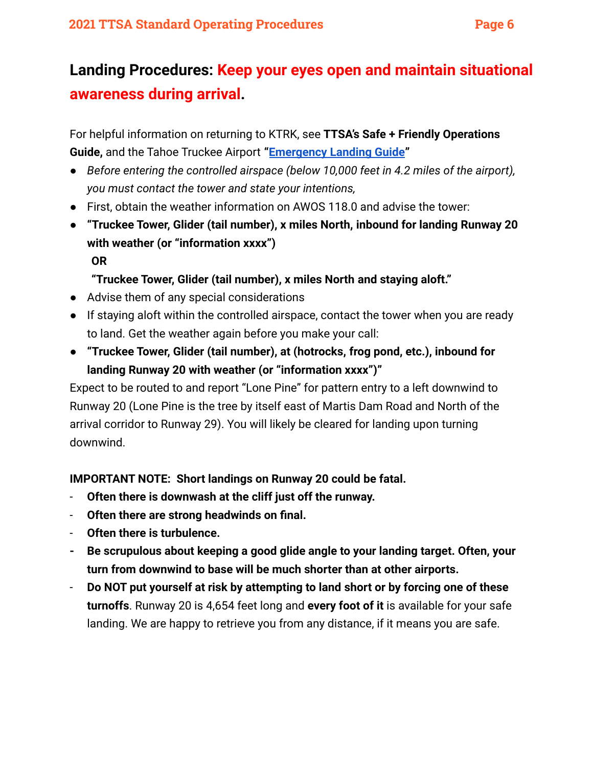## Landing Procedures: Keep your eyes open and maintain situational awareness during arrival.

For helpful information on returning to KTRK, see **TTSA's Safe + Friendly Operations Guide,** and the Tahoe Truckee Airport **"[Emergency Landing Guide](#)"**

- *Before entering the controlled airspace (below 10,000 feet in 4.2 miles of the airport), you must contact the tower and state your intentions,*
- First, obtain the weather information on AWOS 118.0 and advise the tower:
- **"Truckee Tower, Glider (tail number), x miles North, inbound for landing Runway 20 with weather (or "information xxxx")**

  **OR**

  **"Truckee Tower, Glider (tail number), x miles North and staying aloft."**
- Advise them of any special considerations
- If staying aloft within the controlled airspace, contact the tower when you are ready to land. Get the weather again before you make your call:
- **"Truckee Tower, Glider (tail number), at (hotrocks, frog pond, etc.), inbound for landing Runway 20 with weather (or "information xxxx")"**

Expect to be routed to and report "Lone Pine" for pattern entry to a left downwind to Runway 20 (Lone Pine is the tree by itself east of Martis Dam Road and North of the arrival corridor to Runway 29). You will likely be cleared for landing upon turning downwind.

**IMPORTANT NOTE: Short landings on Runway 20 could be fatal.**

- **Often there is downwash at the cliff just off the runway.**
- **Often there are strong headwinds on final.**
- **Often there is turbulence.**
- **Be scrupulous about keeping a good glide angle to your landing target. Often, your turn from downwind to base will be much shorter than at other airports.**
- **Do NOT put yourself at risk by attempting to land short or by forcing one of these turnoffs**. Runway 20 is 4,654 feet long and **every foot of it** is available for your safe landing. We are happy to retrieve you from any distance, if it means you are safe.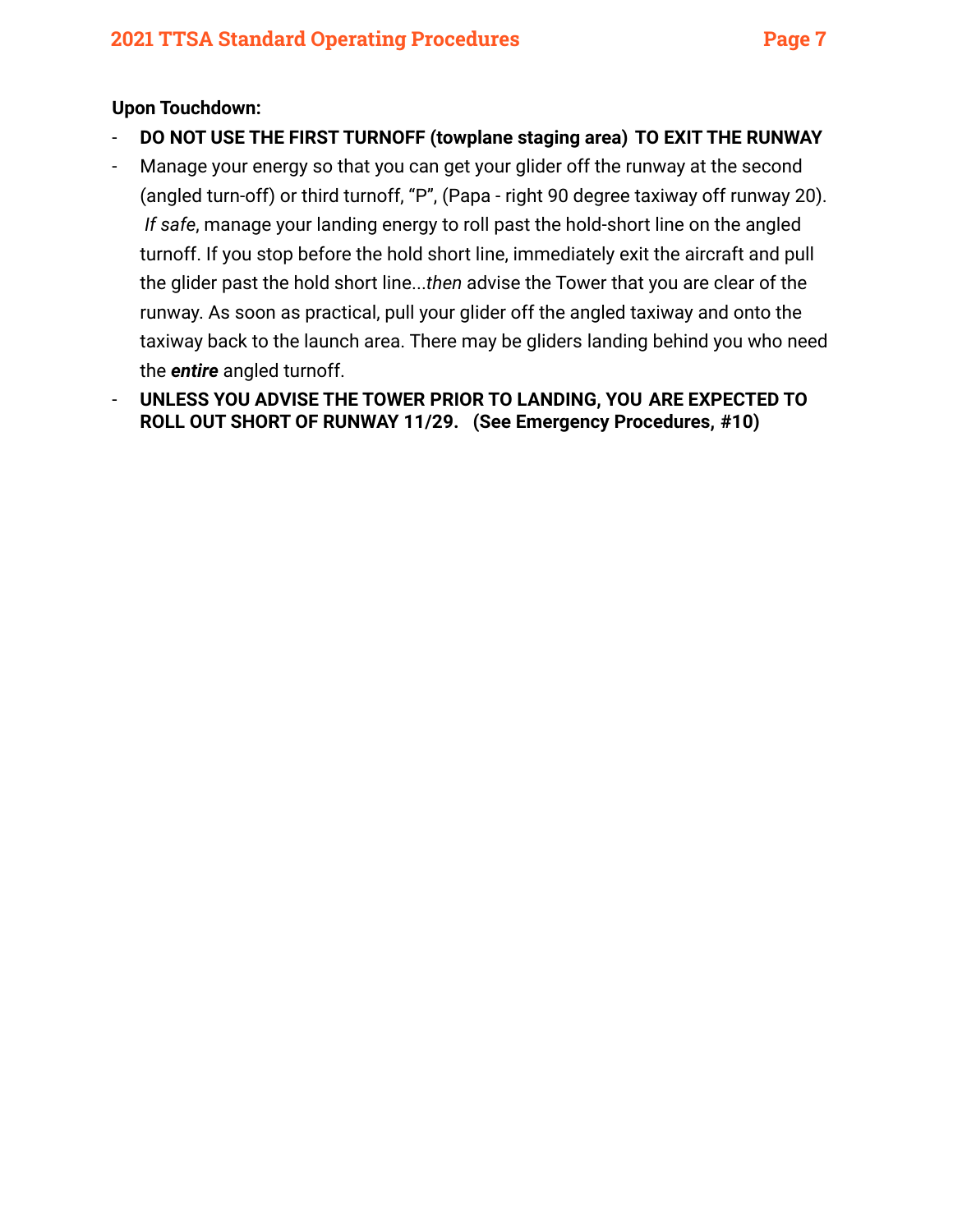**Upon Touchdown:**

- **DO NOT USE THE FIRST TURNOFF (towplane staging area) TO EXIT THE RUNWAY**
- Manage your energy so that you can get your glider off the runway at the second (angled turn-off) or third turnoff, “P”, (Papa - right 90 degree taxiway off runway 20). *If safe*, manage your landing energy to roll past the hold-short line on the angled turnoff. If you stop before the hold short line, immediately exit the aircraft and pull the glider past the hold short line...*then* advise the Tower that you are clear of the runway. As soon as practical, pull your glider off the angled taxiway and onto the taxiway back to the launch area. There may be gliders landing behind you who need the ***entire*** angled turnoff.
- **UNLESS YOU ADVISE THE TOWER PRIOR TO LANDING, YOU ARE EXPECTED TO ROLL OUT SHORT OF RUNWAY 11/29. (See Emergency Procedures, #10)**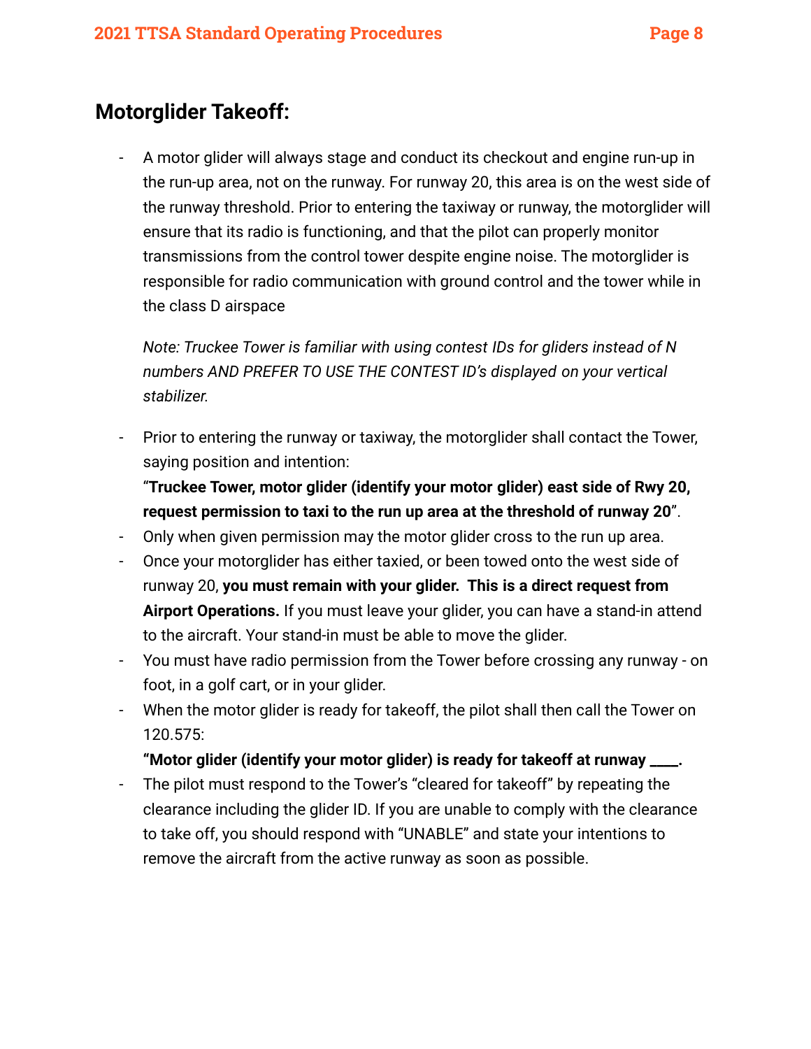## Motorglider Takeoff:

- A motor glider will always stage and conduct its checkout and engine run-up in the run-up area, not on the runway. For runway 20, this area is on the west side of the runway threshold. Prior to entering the taxiway or runway, the motorglider will ensure that its radio is functioning, and that the pilot can properly monitor transmissions from the control tower despite engine noise. The motorglider is responsible for radio communication with ground control and the tower while in the class D airspace

  *Note: Truckee Tower is familiar with using contest IDs for gliders instead of N numbers AND PREFER TO USE THE CONTEST ID's displayed on your vertical stabilizer.*

- Prior to entering the runway or taxiway, the motorglider shall contact the Tower, saying position and intention:
  "**Truckee Tower, motor glider (identify your motor glider) east side of Rwy 20, request permission to taxi to the run up area at the threshold of runway 20**".
- Only when given permission may the motor glider cross to the run up area.
- Once your motorglider has either taxied, or been towed onto the west side of runway 20, **you must remain with your glider. This is a direct request from Airport Operations.** If you must leave your glider, you can have a stand-in attend to the aircraft. Your stand-in must be able to move the glider.
- You must have radio permission from the Tower before crossing any runway - on foot, in a golf cart, or in your glider.
- When the motor glider is ready for takeoff, the pilot shall then call the Tower on 120.575:
  **"Motor glider (identify your motor glider) is ready for takeoff at runway ____.**
- The pilot must respond to the Tower's "cleared for takeoff" by repeating the clearance including the glider ID. If you are unable to comply with the clearance to take off, you should respond with "UNABLE" and state your intentions to remove the aircraft from the active runway as soon as possible.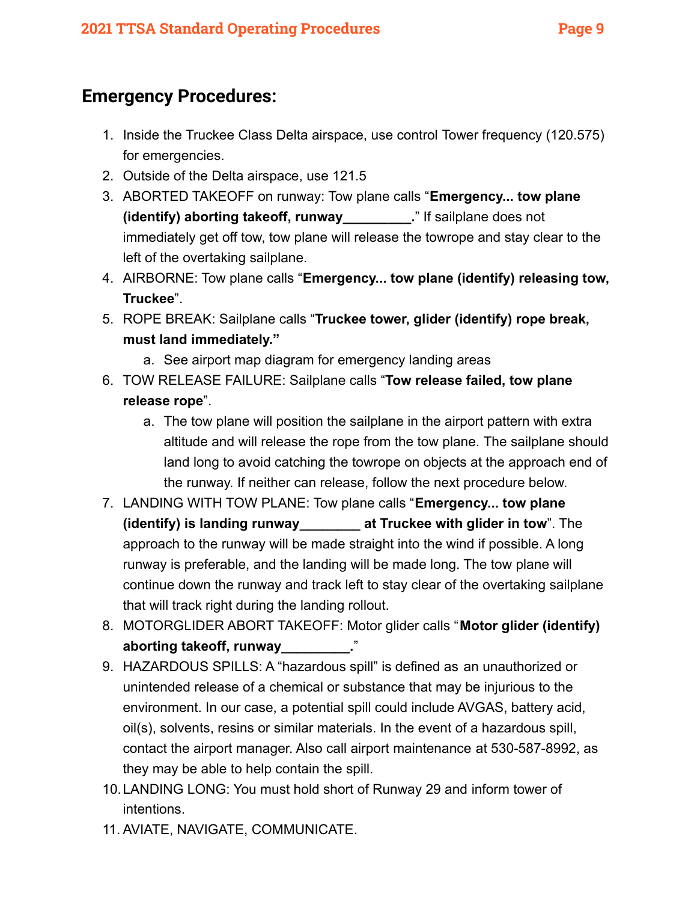## Emergency Procedures:

1. Inside the Truckee Class Delta airspace, use control Tower frequency (120.575) for emergencies.
2. Outside of the Delta airspace, use 121.5
3. ABORTED TAKEOFF on runway: Tow plane calls "**Emergency... tow plane (identify) aborting takeoff, runway_________.**" If sailplane does not immediately get off tow, tow plane will release the towrope and stay clear to the left of the overtaking sailplane.
4. AIRBORNE: Tow plane calls "**Emergency... tow plane (identify) releasing tow, Truckee**".
5. ROPE BREAK: Sailplane calls "**Truckee tower, glider (identify) rope break, must land immediately.**"
    a. See airport map diagram for emergency landing areas
6. TOW RELEASE FAILURE: Sailplane calls "**Tow release failed, tow plane release rope**".
    a. The tow plane will position the sailplane in the airport pattern with extra altitude and will release the rope from the tow plane. The sailplane should land long to avoid catching the towrope on objects at the approach end of the runway. If neither can release, follow the next procedure below.
7. LANDING WITH TOW PLANE: Tow plane calls "**Emergency... tow plane (identify) is landing runway________ at Truckee with glider in tow**". The approach to the runway will be made straight into the wind if possible. A long runway is preferable, and the landing will be made long. The tow plane will continue down the runway and track left to stay clear of the overtaking sailplane that will track right during the landing rollout.
8. MOTORGLIDER ABORT TAKEOFF: Motor glider calls "**Motor glider (identify) aborting takeoff, runway_________.**"
9. HAZARDOUS SPILLS: A "hazardous spill" is defined as an unauthorized or unintended release of a chemical or substance that may be injurious to the environment. In our case, a potential spill could include AVGAS, battery acid, oil(s), solvents, resins or similar materials. In the event of a hazardous spill, contact the airport manager. Also call airport maintenance at 530-587-8992, as they may be able to help contain the spill.
10. LANDING LONG: You must hold short of Runway 29 and inform tower of intentions.
11. AVIATE, NAVIGATE, COMMUNICATE.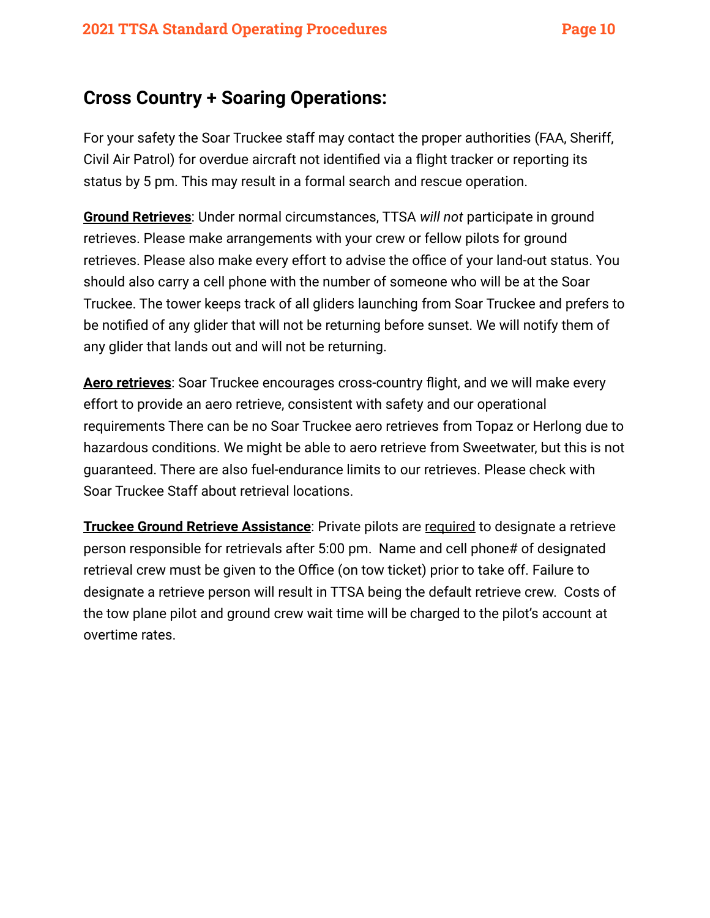## Cross Country + Soaring Operations:

For your safety the Soar Truckee staff may contact the proper authorities (FAA, Sheriff, Civil Air Patrol) for overdue aircraft not identified via a flight tracker or reporting its status by 5 pm. This may result in a formal search and rescue operation.

**<u>Ground Retrieves</u>**: Under normal circumstances, TTSA *will not* participate in ground retrieves. Please make arrangements with your crew or fellow pilots for ground retrieves. Please also make every effort to advise the office of your land-out status. You should also carry a cell phone with the number of someone who will be at the Soar Truckee. The tower keeps track of all gliders launching from Soar Truckee and prefers to be notified of any glider that will not be returning before sunset. We will notify them of any glider that lands out and will not be returning.

**<u>Aero retrieves</u>**: Soar Truckee encourages cross-country flight, and we will make every effort to provide an aero retrieve, consistent with safety and our operational requirements There can be no Soar Truckee aero retrieves from Topaz or Herlong due to hazardous conditions. We might be able to aero retrieve from Sweetwater, but this is not guaranteed. There are also fuel-endurance limits to our retrieves. Please check with Soar Truckee Staff about retrieval locations.

**<u>Truckee Ground Retrieve Assistance</u>**: Private pilots are <u>required</u> to designate a retrieve person responsible for retrievals after 5:00 pm. Name and cell phone# of designated retrieval crew must be given to the Office (on tow ticket) prior to take off. Failure to designate a retrieve person will result in TTSA being the default retrieve crew. Costs of the tow plane pilot and ground crew wait time will be charged to the pilot's account at overtime rates.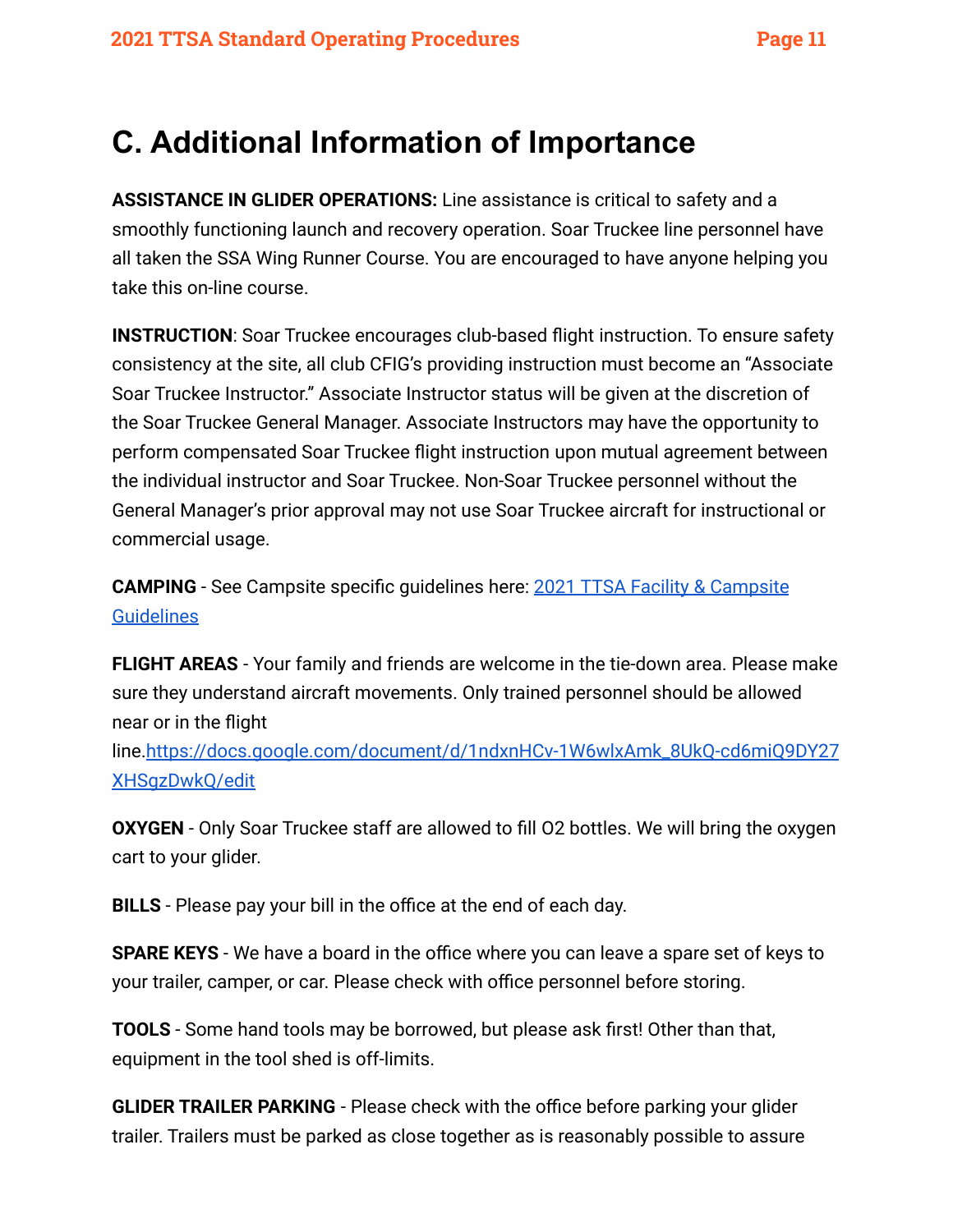# C. Additional Information of Importance

**ASSISTANCE IN GLIDER OPERATIONS:** Line assistance is critical to safety and a smoothly functioning launch and recovery operation. Soar Truckee line personnel have all taken the SSA Wing Runner Course. You are encouraged to have anyone helping you take this on-line course.

**INSTRUCTION**: Soar Truckee encourages club-based flight instruction. To ensure safety consistency at the site, all club CFIG's providing instruction must become an "Associate Soar Truckee Instructor." Associate Instructor status will be given at the discretion of the Soar Truckee General Manager. Associate Instructors may have the opportunity to perform compensated Soar Truckee flight instruction upon mutual agreement between the individual instructor and Soar Truckee. Non-Soar Truckee personnel without the General Manager's prior approval may not use Soar Truckee aircraft for instructional or commercial usage.

**CAMPING** - See Campsite specific guidelines here: [2021 TTSA Facility & Campsite Guidelines]()

**FLIGHT AREAS** - Your family and friends are welcome in the tie-down area. Please make sure they understand aircraft movements. Only trained personnel should be allowed near or in the flight line.https://docs.google.com/document/d/1ndxnHCv-1W6wlxAmk_8UkQ-cd6miQ9DY27XHSgzDwkQ/edit

**OXYGEN** - Only Soar Truckee staff are allowed to fill O2 bottles. We will bring the oxygen cart to your glider.

**BILLS** - Please pay your bill in the office at the end of each day.

**SPARE KEYS** - We have a board in the office where you can leave a spare set of keys to your trailer, camper, or car. Please check with office personnel before storing.

**TOOLS** - Some hand tools may be borrowed, but please ask first! Other than that, equipment in the tool shed is off-limits.

**GLIDER TRAILER PARKING** - Please check with the office before parking your glider trailer. Trailers must be parked as close together as is reasonably possible to assure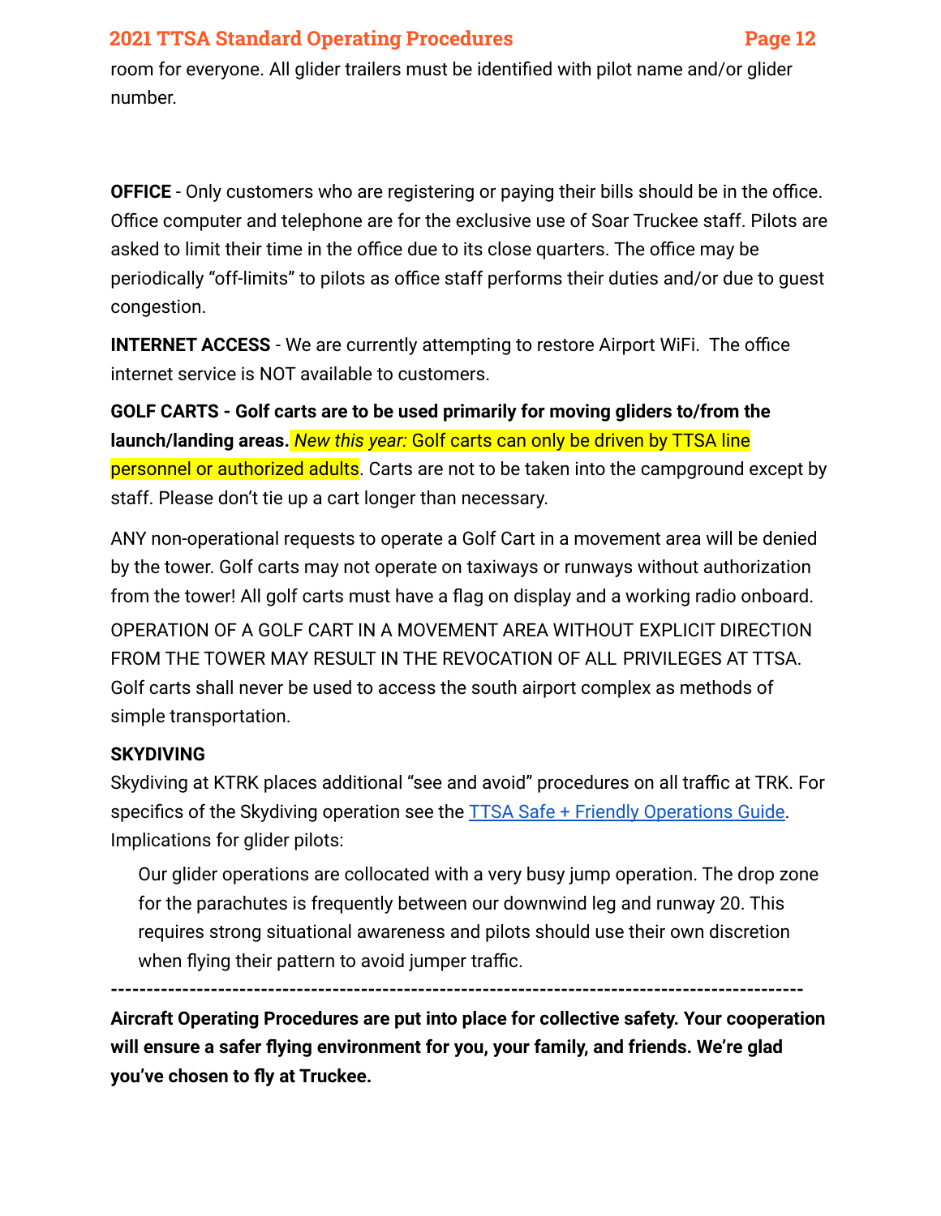room for everyone. All glider trailers must be identified with pilot name and/or glider number.

**OFFICE** - Only customers who are registering or paying their bills should be in the office. Office computer and telephone are for the exclusive use of Soar Truckee staff. Pilots are asked to limit their time in the office due to its close quarters. The office may be periodically "off-limits" to pilots as office staff performs their duties and/or due to guest congestion.

**INTERNET ACCESS** - We are currently attempting to restore Airport WiFi. The office internet service is NOT available to customers.

**GOLF CARTS - Golf carts are to be used primarily for moving gliders to/from the launch/landing areas.** *New this year:* Golf carts can only be driven by TTSA line personnel or authorized adults. Carts are not to be taken into the campground except by staff. Please don't tie up a cart longer than necessary.

ANY non-operational requests to operate a Golf Cart in a movement area will be denied by the tower. Golf carts may not operate on taxiways or runways without authorization from the tower! All golf carts must have a flag on display and a working radio onboard.

OPERATION OF A GOLF CART IN A MOVEMENT AREA WITHOUT EXPLICIT DIRECTION FROM THE TOWER MAY RESULT IN THE REVOCATION OF ALL PRIVILEGES AT TTSA. Golf carts shall never be used to access the south airport complex as methods of simple transportation.

**SKYDIVING**

Skydiving at KTRK places additional "see and avoid" procedures on all traffic at TRK. For specifics of the Skydiving operation see the TTSA Safe + Friendly Operations Guide. Implications for glider pilots:

> Our glider operations are collocated with a very busy jump operation. The drop zone for the parachutes is frequently between our downwind leg and runway 20. This requires strong situational awareness and pilots should use their own discretion when flying their pattern to avoid jumper traffic.

---

**Aircraft Operating Procedures are put into place for collective safety. Your cooperation will ensure a safer flying environment for you, your family, and friends. We're glad you've chosen to fly at Truckee.**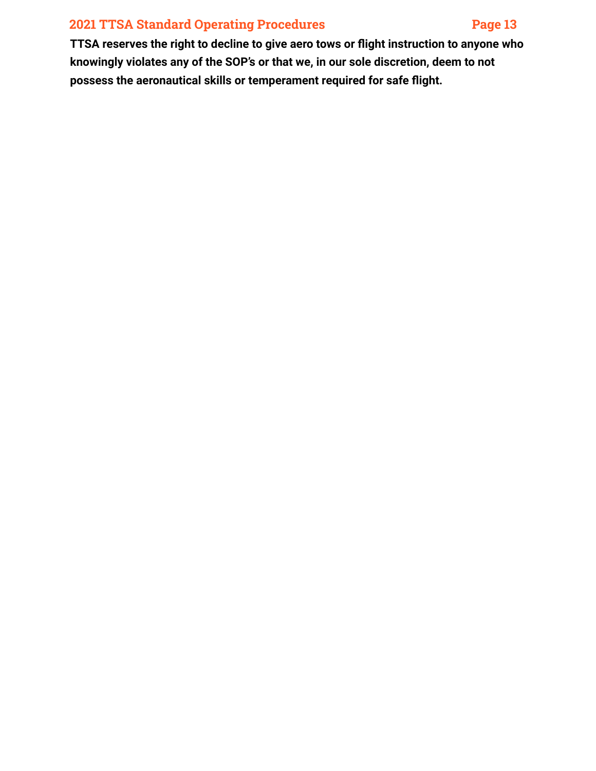**TTSA reserves the right to decline to give aero tows or flight instruction to anyone who knowingly violates any of the SOP's or that we, in our sole discretion, deem to not possess the aeronautical skills or temperament required for safe flight.**